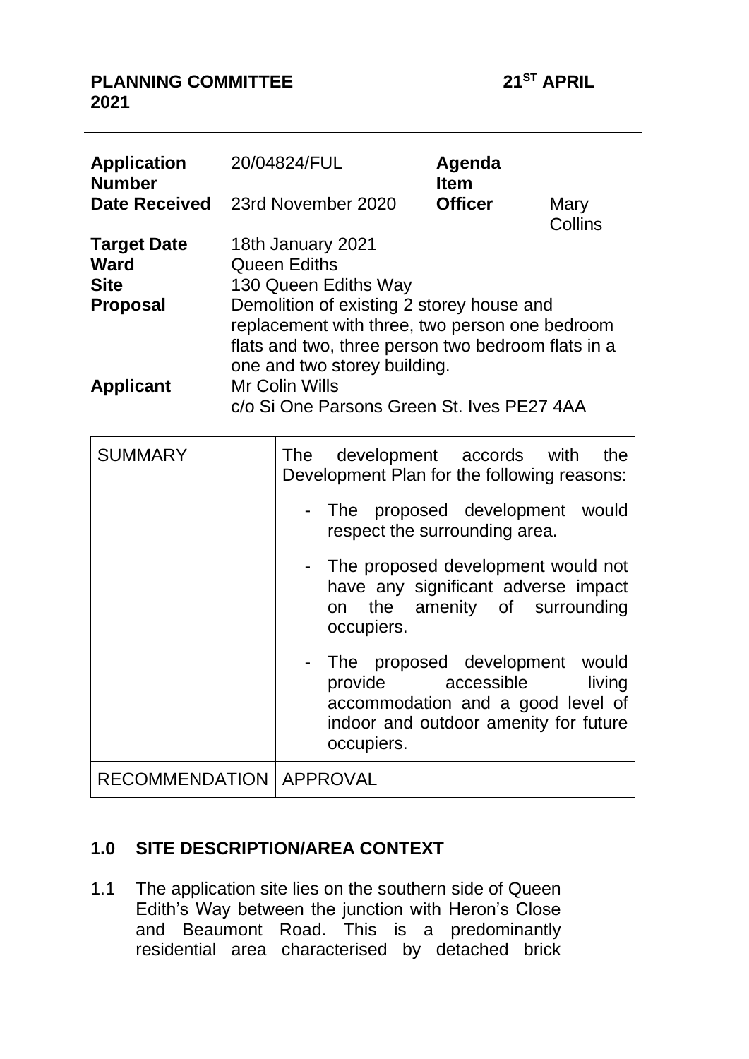**PLANNING COMMITTEE 21ST APRIL 2021**

| | | | |
|---|---|---|---|
| **Application Number** | 20/04824/FUL | **Agenda Item** | |
| **Date Received** | 23rd November 2020 | **Officer** | Mary Collins |
| **Target Date** | 18th January 2021 | | |
| **Ward** | Queen Ediths | | |
| **Site** | 130 Queen Ediths Way | | |
| **Proposal** | Demolition of existing 2 storey house and replacement with three, two person one bedroom flats and two, three person two bedroom flats in a one and two storey building. | | |
| **Applicant** | Mr Colin Wills<br>c/o Si One Parsons Green St. Ives PE27 4AA | | |

| | |
|---|---|
| SUMMARY | The development accords with the Development Plan for the following reasons:<br>- The proposed development would respect the surrounding area.<br>- The proposed development would not have any significant adverse impact on the amenity of surrounding occupiers.<br>- The proposed development would provide accessible living accommodation and a good level of indoor and outdoor amenity for future occupiers. |
| RECOMMENDATION | APPROVAL |

## 1.0 SITE DESCRIPTION/AREA CONTEXT

1.1 The application site lies on the southern side of Queen Edith's Way between the junction with Heron's Close and Beaumont Road. This is a predominantly residential area characterised by detached brick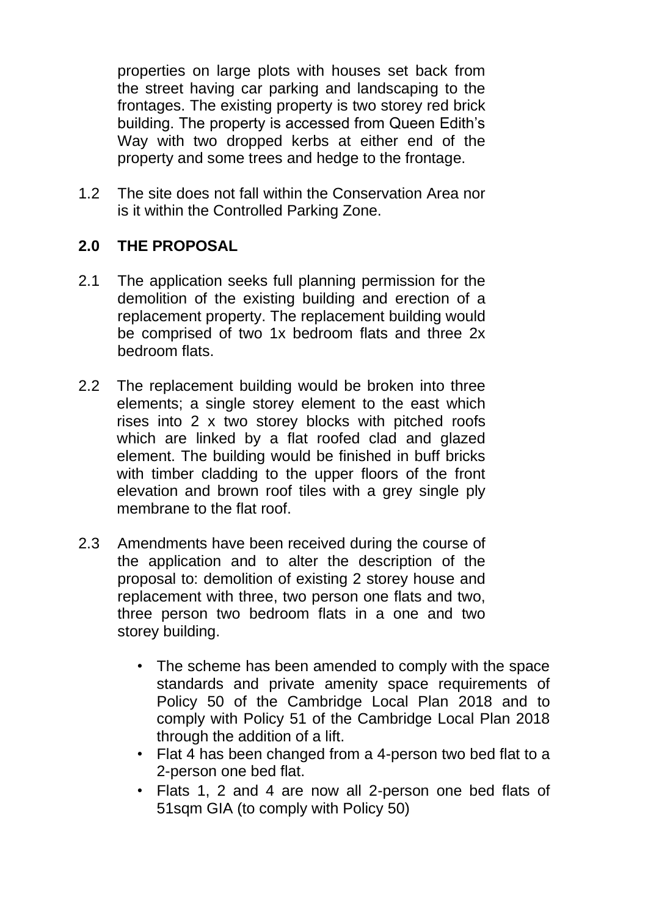properties on large plots with houses set back from the street having car parking and landscaping to the frontages. The existing property is two storey red brick building. The property is accessed from Queen Edith's Way with two dropped kerbs at either end of the property and some trees and hedge to the frontage.

1.2 The site does not fall within the Conservation Area nor is it within the Controlled Parking Zone.

## 2.0 THE PROPOSAL

2.1 The application seeks full planning permission for the demolition of the existing building and erection of a replacement property. The replacement building would be comprised of two 1x bedroom flats and three 2x bedroom flats.

2.2 The replacement building would be broken into three elements; a single storey element to the east which rises into 2 x two storey blocks with pitched roofs which are linked by a flat roofed clad and glazed element. The building would be finished in buff bricks with timber cladding to the upper floors of the front elevation and brown roof tiles with a grey single ply membrane to the flat roof.

2.3 Amendments have been received during the course of the application and to alter the description of the proposal to: demolition of existing 2 storey house and replacement with three, two person one flats and two, three person two bedroom flats in a one and two storey building.

- The scheme has been amended to comply with the space standards and private amenity space requirements of Policy 50 of the Cambridge Local Plan 2018 and to comply with Policy 51 of the Cambridge Local Plan 2018 through the addition of a lift.
- Flat 4 has been changed from a 4-person two bed flat to a 2-person one bed flat.
- Flats 1, 2 and 4 are now all 2-person one bed flats of 51sqm GIA (to comply with Policy 50)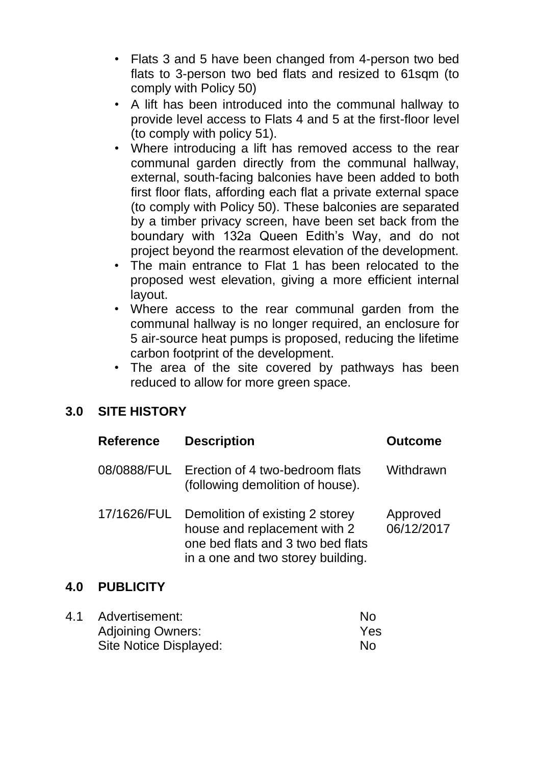- Flats 3 and 5 have been changed from 4-person two bed flats to 3-person two bed flats and resized to 61sqm (to comply with Policy 50)
- A lift has been introduced into the communal hallway to provide level access to Flats 4 and 5 at the first-floor level (to comply with policy 51).
- Where introducing a lift has removed access to the rear communal garden directly from the communal hallway, external, south-facing balconies have been added to both first floor flats, affording each flat a private external space (to comply with Policy 50). These balconies are separated by a timber privacy screen, have been set back from the boundary with 132a Queen Edith's Way, and do not project beyond the rearmost elevation of the development.
- The main entrance to Flat 1 has been relocated to the proposed west elevation, giving a more efficient internal layout.
- Where access to the rear communal garden from the communal hallway is no longer required, an enclosure for 5 air-source heat pumps is proposed, reducing the lifetime carbon footprint of the development.
- The area of the site covered by pathways has been reduced to allow for more green space.

## 3.0 SITE HISTORY

| Reference | Description | Outcome |
|---|---|---|
| 08/0888/FUL | Erection of 4 two-bedroom flats (following demolition of house). | Withdrawn |
| 17/1626/FUL | Demolition of existing 2 storey house and replacement with 2 one bed flats and 3 two bed flats in a one and two storey building. | Approved 06/12/2017 |

## 4.0 PUBLICITY

4.1

| | |
|---|---|
| Advertisement: | No |
| Adjoining Owners: | Yes |
| Site Notice Displayed: | No |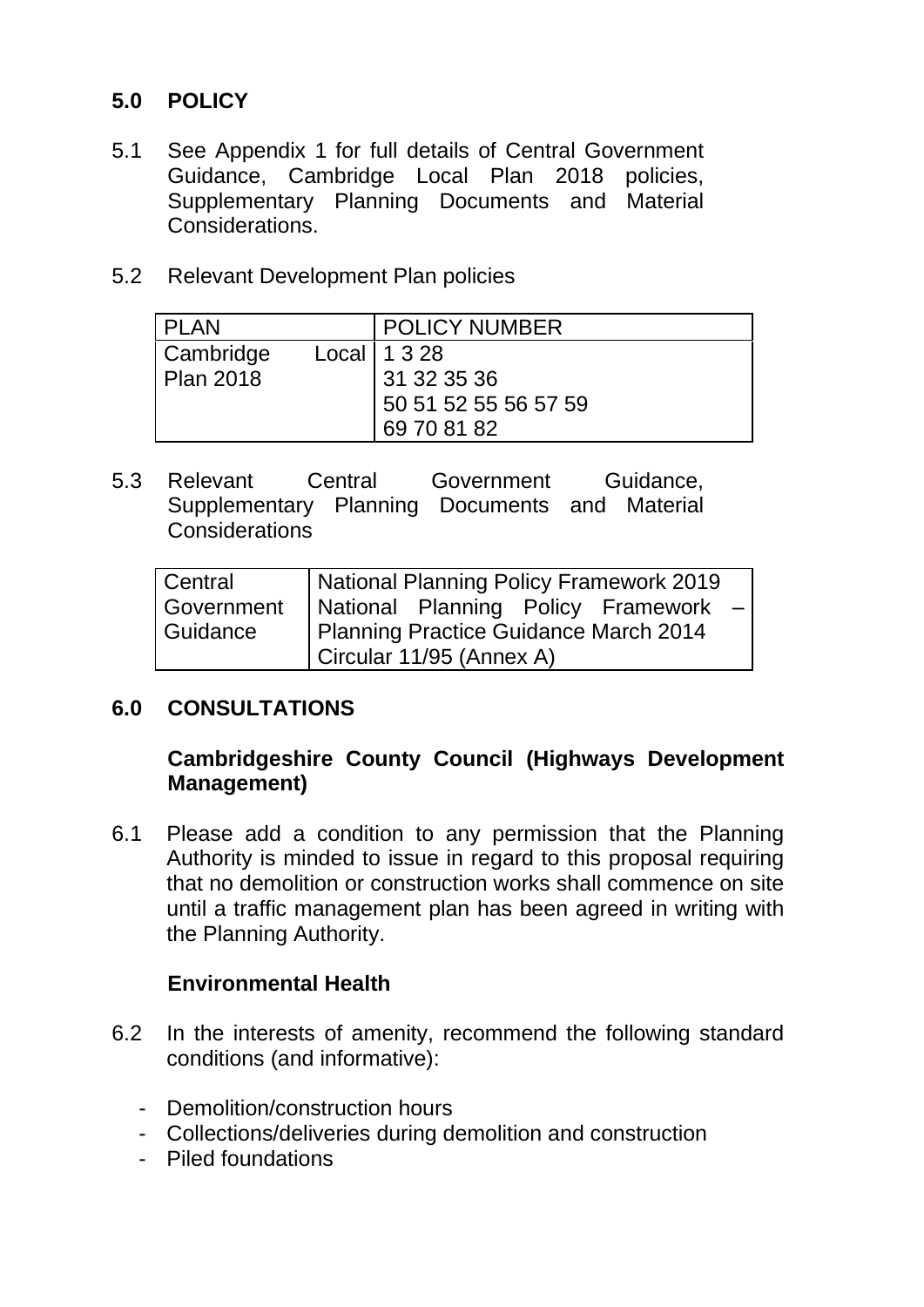## 5.0 POLICY

5.1 See Appendix 1 for full details of Central Government Guidance, Cambridge Local Plan 2018 policies, Supplementary Planning Documents and Material Considerations.

5.2 Relevant Development Plan policies

| PLAN | POLICY NUMBER |
|---|---|
| Cambridge Local Plan 2018 | 1 3 28<br>31 32 35 36<br>50 51 52 55 56 57 59<br>69 70 81 82 |

5.3 Relevant Central Government Guidance, Supplementary Planning Documents and Material Considerations

| | |
|---|---|
| Central Government Guidance | National Planning Policy Framework 2019<br>National Planning Policy Framework – Planning Practice Guidance March 2014<br>Circular 11/95 (Annex A) |

## 6.0 CONSULTATIONS

**Cambridgeshire County Council (Highways Development Management)**

6.1 Please add a condition to any permission that the Planning Authority is minded to issue in regard to this proposal requiring that no demolition or construction works shall commence on site until a traffic management plan has been agreed in writing with the Planning Authority.

**Environmental Health**

6.2 In the interests of amenity, recommend the following standard conditions (and informative):

- Demolition/construction hours
- Collections/deliveries during demolition and construction
- Piled foundations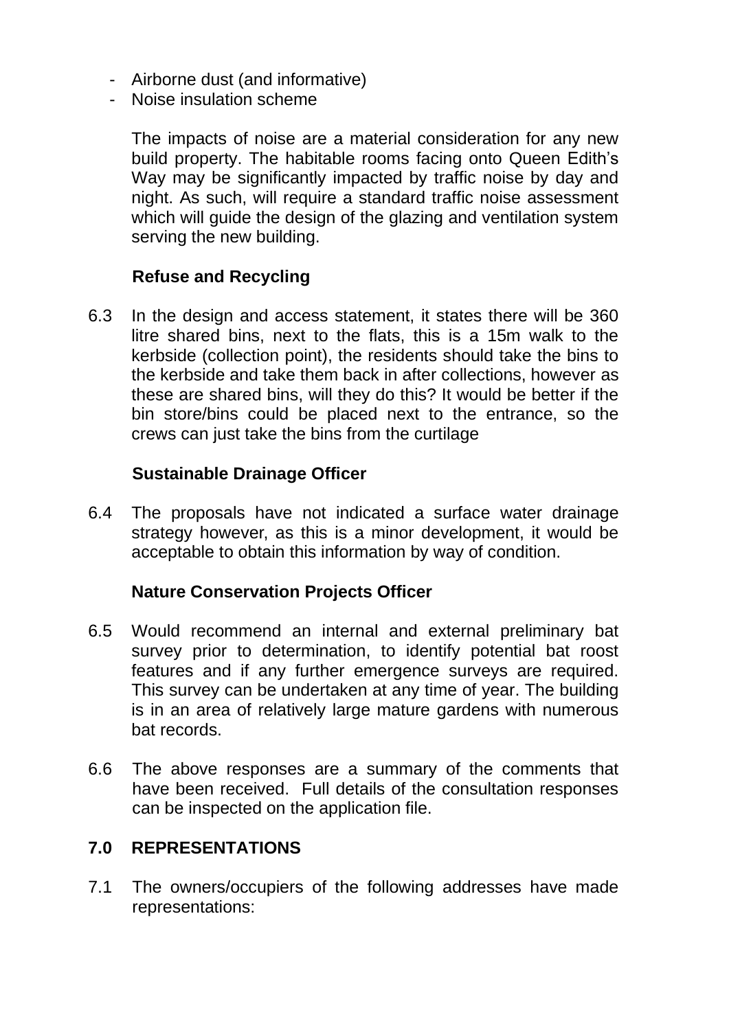- Airborne dust (and informative)
- Noise insulation scheme

  The impacts of noise are a material consideration for any new build property. The habitable rooms facing onto Queen Edith's Way may be significantly impacted by traffic noise by day and night. As such, will require a standard traffic noise assessment which will guide the design of the glazing and ventilation system serving the new building.

**Refuse and Recycling**

6.3 In the design and access statement, it states there will be 360 litre shared bins, next to the flats, this is a 15m walk to the kerbside (collection point), the residents should take the bins to the kerbside and take them back in after collections, however as these are shared bins, will they do this? It would be better if the bin store/bins could be placed next to the entrance, so the crews can just take the bins from the curtilage

**Sustainable Drainage Officer**

6.4 The proposals have not indicated a surface water drainage strategy however, as this is a minor development, it would be acceptable to obtain this information by way of condition.

**Nature Conservation Projects Officer**

6.5 Would recommend an internal and external preliminary bat survey prior to determination, to identify potential bat roost features and if any further emergence surveys are required. This survey can be undertaken at any time of year. The building is in an area of relatively large mature gardens with numerous bat records.

6.6 The above responses are a summary of the comments that have been received. Full details of the consultation responses can be inspected on the application file.

## 7.0 REPRESENTATIONS

7.1 The owners/occupiers of the following addresses have made representations: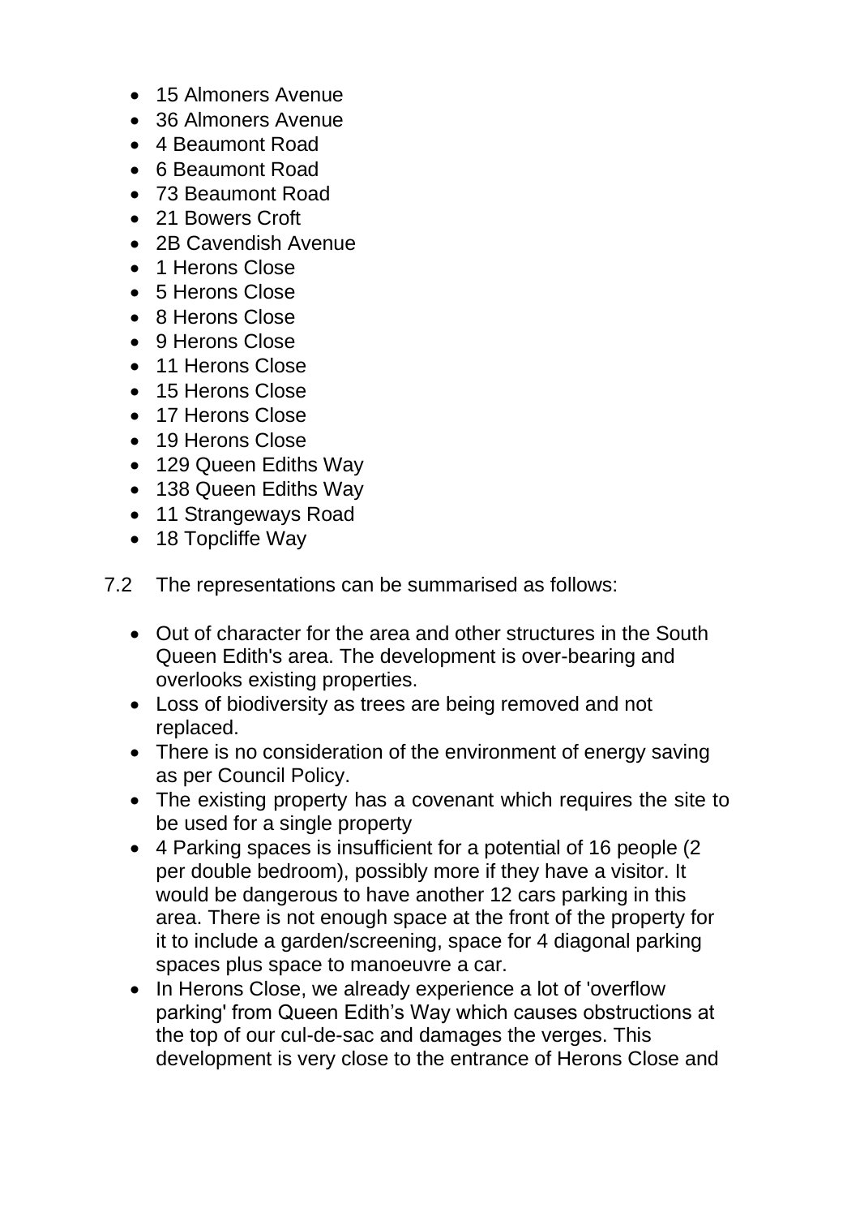- 15 Almoners Avenue
- 36 Almoners Avenue
- 4 Beaumont Road
- 6 Beaumont Road
- 73 Beaumont Road
- 21 Bowers Croft
- 2B Cavendish Avenue
- 1 Herons Close
- 5 Herons Close
- 8 Herons Close
- 9 Herons Close
- 11 Herons Close
- 15 Herons Close
- 17 Herons Close
- 19 Herons Close
- 129 Queen Ediths Way
- 138 Queen Ediths Way
- 11 Strangeways Road
- 18 Topcliffe Way

7.2 The representations can be summarised as follows:

- Out of character for the area and other structures in the South Queen Edith's area. The development is over-bearing and overlooks existing properties.
- Loss of biodiversity as trees are being removed and not replaced.
- There is no consideration of the environment of energy saving as per Council Policy.
- The existing property has a covenant which requires the site to be used for a single property
- 4 Parking spaces is insufficient for a potential of 16 people (2 per double bedroom), possibly more if they have a visitor. It would be dangerous to have another 12 cars parking in this area. There is not enough space at the front of the property for it to include a garden/screening, space for 4 diagonal parking spaces plus space to manoeuvre a car.
- In Herons Close, we already experience a lot of 'overflow parking' from Queen Edith's Way which causes obstructions at the top of our cul-de-sac and damages the verges. This development is very close to the entrance of Herons Close and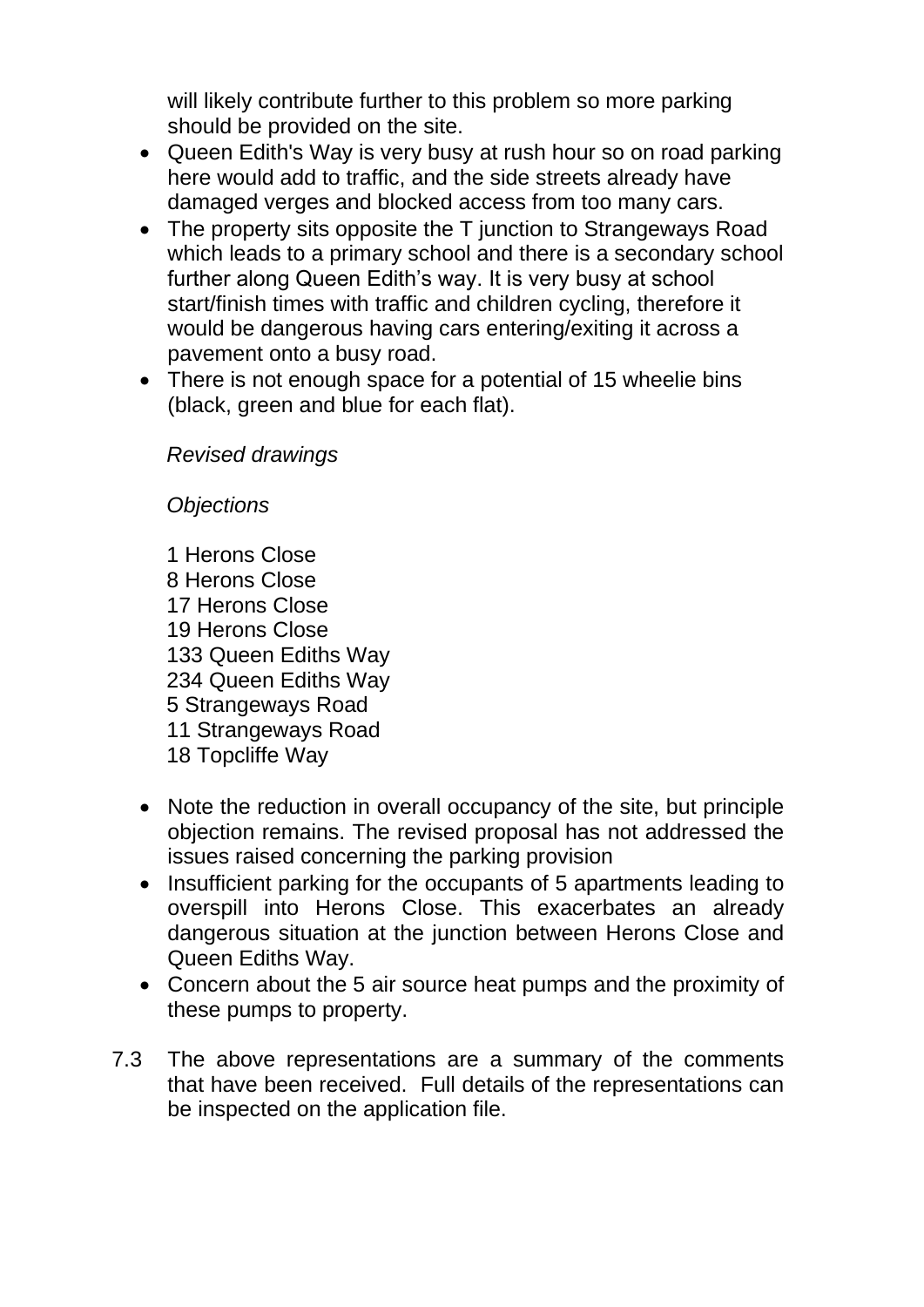will likely contribute further to this problem so more parking should be provided on the site.

- Queen Edith's Way is very busy at rush hour so on road parking here would add to traffic, and the side streets already have damaged verges and blocked access from too many cars.
- The property sits opposite the T junction to Strangeways Road which leads to a primary school and there is a secondary school further along Queen Edith's way. It is very busy at school start/finish times with traffic and children cycling, therefore it would be dangerous having cars entering/exiting it across a pavement onto a busy road.
- There is not enough space for a potential of 15 wheelie bins (black, green and blue for each flat).

*Revised drawings*

*Objections*

1 Herons Close
8 Herons Close
17 Herons Close
19 Herons Close
133 Queen Ediths Way
234 Queen Ediths Way
5 Strangeways Road
11 Strangeways Road
18 Topcliffe Way

- Note the reduction in overall occupancy of the site, but principle objection remains. The revised proposal has not addressed the issues raised concerning the parking provision
- Insufficient parking for the occupants of 5 apartments leading to overspill into Herons Close. This exacerbates an already dangerous situation at the junction between Herons Close and Queen Ediths Way.
- Concern about the 5 air source heat pumps and the proximity of these pumps to property.

7.3 The above representations are a summary of the comments that have been received. Full details of the representations can be inspected on the application file.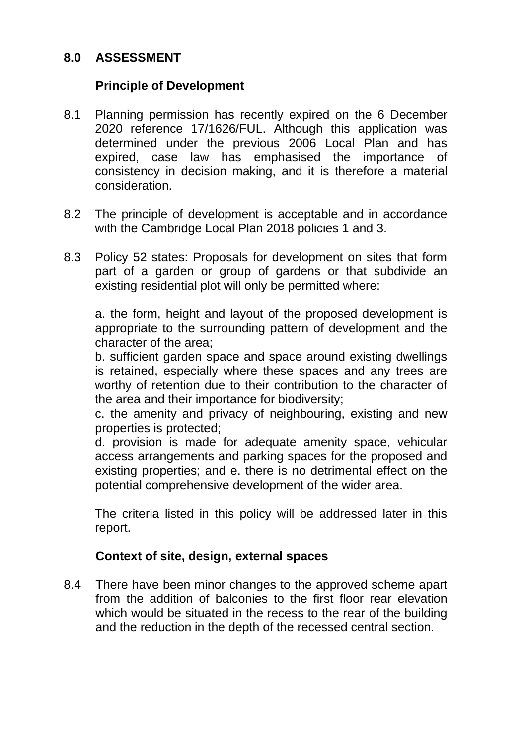## 8.0 ASSESSMENT

### Principle of Development

8.1 Planning permission has recently expired on the 6 December 2020 reference 17/1626/FUL. Although this application was determined under the previous 2006 Local Plan and has expired, case law has emphasised the importance of consistency in decision making, and it is therefore a material consideration.

8.2 The principle of development is acceptable and in accordance with the Cambridge Local Plan 2018 policies 1 and 3.

8.3 Policy 52 states: Proposals for development on sites that form part of a garden or group of gardens or that subdivide an existing residential plot will only be permitted where:

a. the form, height and layout of the proposed development is appropriate to the surrounding pattern of development and the character of the area;
b. sufficient garden space and space around existing dwellings is retained, especially where these spaces and any trees are worthy of retention due to their contribution to the character of the area and their importance for biodiversity;
c. the amenity and privacy of neighbouring, existing and new properties is protected;
d. provision is made for adequate amenity space, vehicular access arrangements and parking spaces for the proposed and existing properties; and e. there is no detrimental effect on the potential comprehensive development of the wider area.

The criteria listed in this policy will be addressed later in this report.

### Context of site, design, external spaces

8.4 There have been minor changes to the approved scheme apart from the addition of balconies to the first floor rear elevation which would be situated in the recess to the rear of the building and the reduction in the depth of the recessed central section.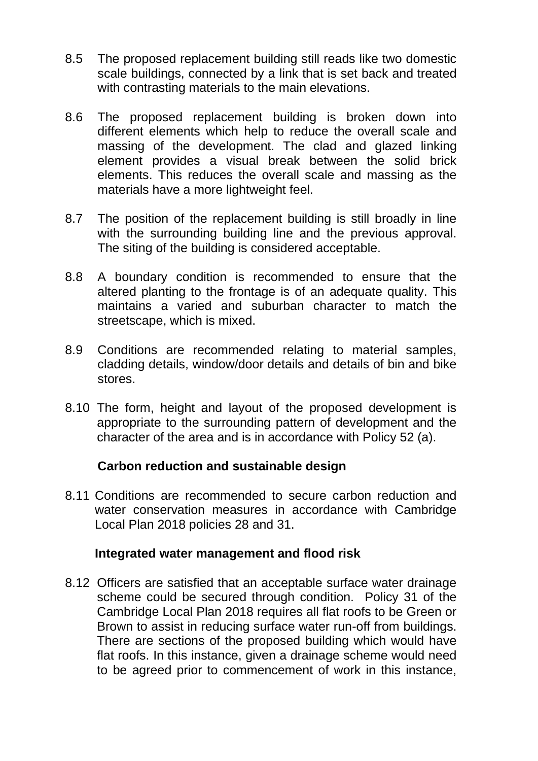8.5 The proposed replacement building still reads like two domestic scale buildings, connected by a link that is set back and treated with contrasting materials to the main elevations.

8.6 The proposed replacement building is broken down into different elements which help to reduce the overall scale and massing of the development. The clad and glazed linking element provides a visual break between the solid brick elements. This reduces the overall scale and massing as the materials have a more lightweight feel.

8.7 The position of the replacement building is still broadly in line with the surrounding building line and the previous approval. The siting of the building is considered acceptable.

8.8 A boundary condition is recommended to ensure that the altered planting to the frontage is of an adequate quality. This maintains a varied and suburban character to match the streetscape, which is mixed.

8.9 Conditions are recommended relating to material samples, cladding details, window/door details and details of bin and bike stores.

8.10 The form, height and layout of the proposed development is appropriate to the surrounding pattern of development and the character of the area and is in accordance with Policy 52 (a).

**Carbon reduction and sustainable design**

8.11 Conditions are recommended to secure carbon reduction and water conservation measures in accordance with Cambridge Local Plan 2018 policies 28 and 31.

**Integrated water management and flood risk**

8.12 Officers are satisfied that an acceptable surface water drainage scheme could be secured through condition. Policy 31 of the Cambridge Local Plan 2018 requires all flat roofs to be Green or Brown to assist in reducing surface water run-off from buildings. There are sections of the proposed building which would have flat roofs. In this instance, given a drainage scheme would need to be agreed prior to commencement of work in this instance,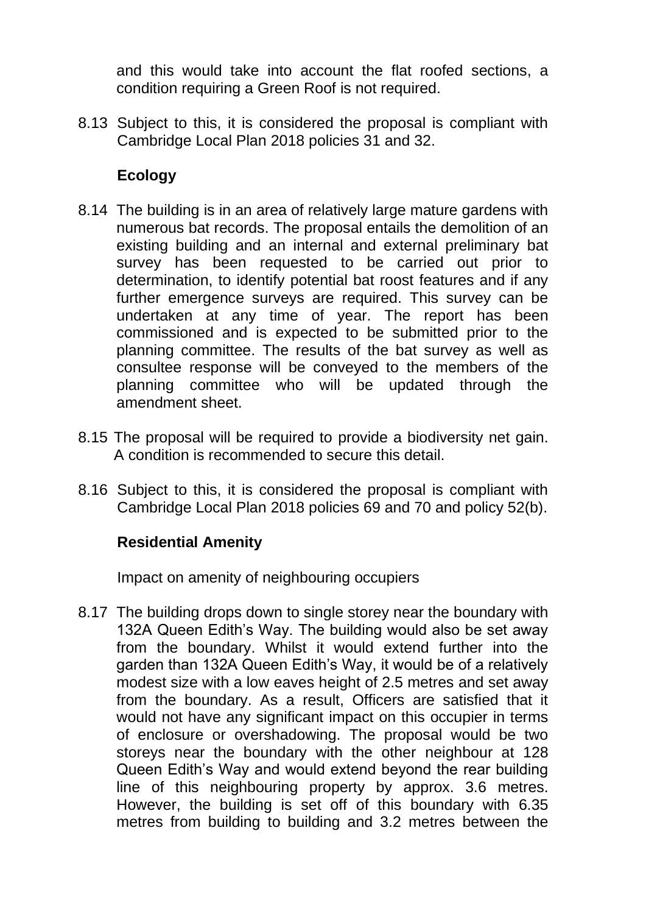and this would take into account the flat roofed sections, a condition requiring a Green Roof is not required.

8.13 Subject to this, it is considered the proposal is compliant with Cambridge Local Plan 2018 policies 31 and 32.

**Ecology**

8.14 The building is in an area of relatively large mature gardens with numerous bat records. The proposal entails the demolition of an existing building and an internal and external preliminary bat survey has been requested to be carried out prior to determination, to identify potential bat roost features and if any further emergence surveys are required. This survey can be undertaken at any time of year. The report has been commissioned and is expected to be submitted prior to the planning committee. The results of the bat survey as well as consultee response will be conveyed to the members of the planning committee who will be updated through the amendment sheet.

8.15 The proposal will be required to provide a biodiversity net gain. A condition is recommended to secure this detail.

8.16 Subject to this, it is considered the proposal is compliant with Cambridge Local Plan 2018 policies 69 and 70 and policy 52(b).

**Residential Amenity**

Impact on amenity of neighbouring occupiers

8.17 The building drops down to single storey near the boundary with 132A Queen Edith's Way. The building would also be set away from the boundary. Whilst it would extend further into the garden than 132A Queen Edith's Way, it would be of a relatively modest size with a low eaves height of 2.5 metres and set away from the boundary. As a result, Officers are satisfied that it would not have any significant impact on this occupier in terms of enclosure or overshadowing. The proposal would be two storeys near the boundary with the other neighbour at 128 Queen Edith's Way and would extend beyond the rear building line of this neighbouring property by approx. 3.6 metres. However, the building is set off of this boundary with 6.35 metres from building to building and 3.2 metres between the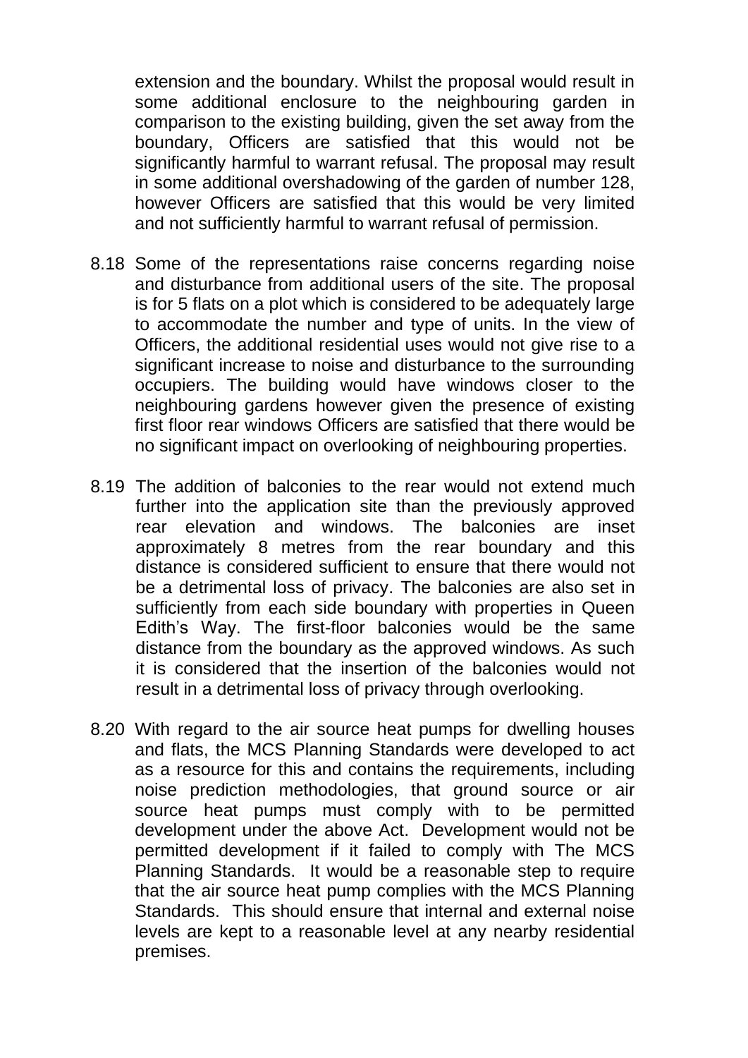extension and the boundary. Whilst the proposal would result in some additional enclosure to the neighbouring garden in comparison to the existing building, given the set away from the boundary, Officers are satisfied that this would not be significantly harmful to warrant refusal. The proposal may result in some additional overshadowing of the garden of number 128, however Officers are satisfied that this would be very limited and not sufficiently harmful to warrant refusal of permission.

8.18 Some of the representations raise concerns regarding noise and disturbance from additional users of the site. The proposal is for 5 flats on a plot which is considered to be adequately large to accommodate the number and type of units. In the view of Officers, the additional residential uses would not give rise to a significant increase to noise and disturbance to the surrounding occupiers. The building would have windows closer to the neighbouring gardens however given the presence of existing first floor rear windows Officers are satisfied that there would be no significant impact on overlooking of neighbouring properties.

8.19 The addition of balconies to the rear would not extend much further into the application site than the previously approved rear elevation and windows. The balconies are inset approximately 8 metres from the rear boundary and this distance is considered sufficient to ensure that there would not be a detrimental loss of privacy. The balconies are also set in sufficiently from each side boundary with properties in Queen Edith's Way. The first-floor balconies would be the same distance from the boundary as the approved windows. As such it is considered that the insertion of the balconies would not result in a detrimental loss of privacy through overlooking.

8.20 With regard to the air source heat pumps for dwelling houses and flats, the MCS Planning Standards were developed to act as a resource for this and contains the requirements, including noise prediction methodologies, that ground source or air source heat pumps must comply with to be permitted development under the above Act. Development would not be permitted development if it failed to comply with The MCS Planning Standards. It would be a reasonable step to require that the air source heat pump complies with the MCS Planning Standards. This should ensure that internal and external noise levels are kept to a reasonable level at any nearby residential premises.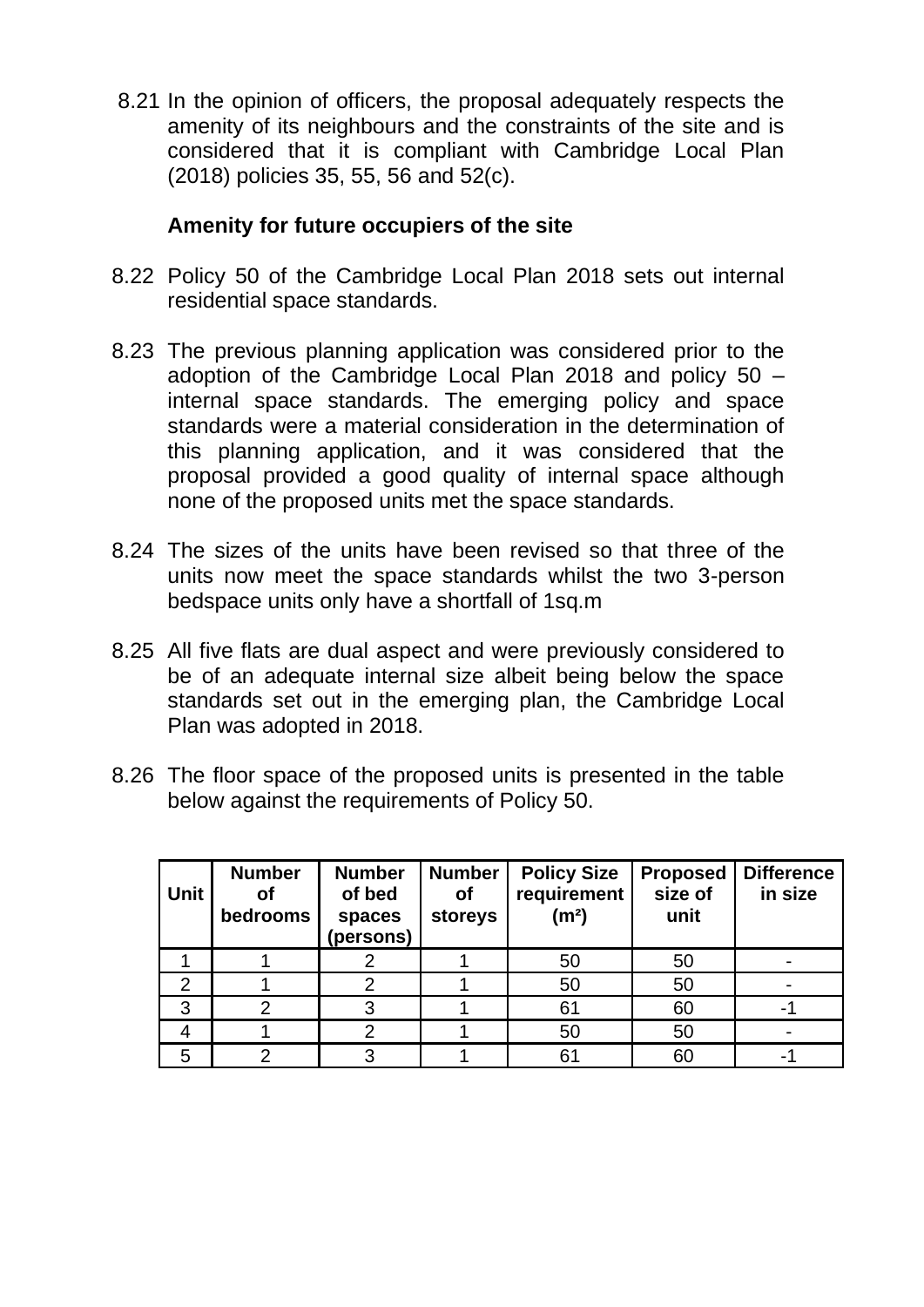8.21 In the opinion of officers, the proposal adequately respects the amenity of its neighbours and the constraints of the site and is considered that it is compliant with Cambridge Local Plan (2018) policies 35, 55, 56 and 52(c).

**Amenity for future occupiers of the site**

8.22 Policy 50 of the Cambridge Local Plan 2018 sets out internal residential space standards.

8.23 The previous planning application was considered prior to the adoption of the Cambridge Local Plan 2018 and policy 50 – internal space standards. The emerging policy and space standards were a material consideration in the determination of this planning application, and it was considered that the proposal provided a good quality of internal space although none of the proposed units met the space standards.

8.24 The sizes of the units have been revised so that three of the units now meet the space standards whilst the two 3-person bedspace units only have a shortfall of 1sq.m

8.25 All five flats are dual aspect and were previously considered to be of an adequate internal size albeit being below the space standards set out in the emerging plan, the Cambridge Local Plan was adopted in 2018.

8.26 The floor space of the proposed units is presented in the table below against the requirements of Policy 50.

| Unit | Number of bedrooms | Number of bed spaces (persons) | Number of storeys | Policy Size requirement (m²) | Proposed size of unit | Difference in size |
|---|---|---|---|---|---|---|
| 1 | 1 | 2 | 1 | 50 | 50 | - |
| 2 | 1 | 2 | 1 | 50 | 50 | - |
| 3 | 2 | 3 | 1 | 61 | 60 | -1 |
| 4 | 1 | 2 | 1 | 50 | 50 | - |
| 5 | 2 | 3 | 1 | 61 | 60 | -1 |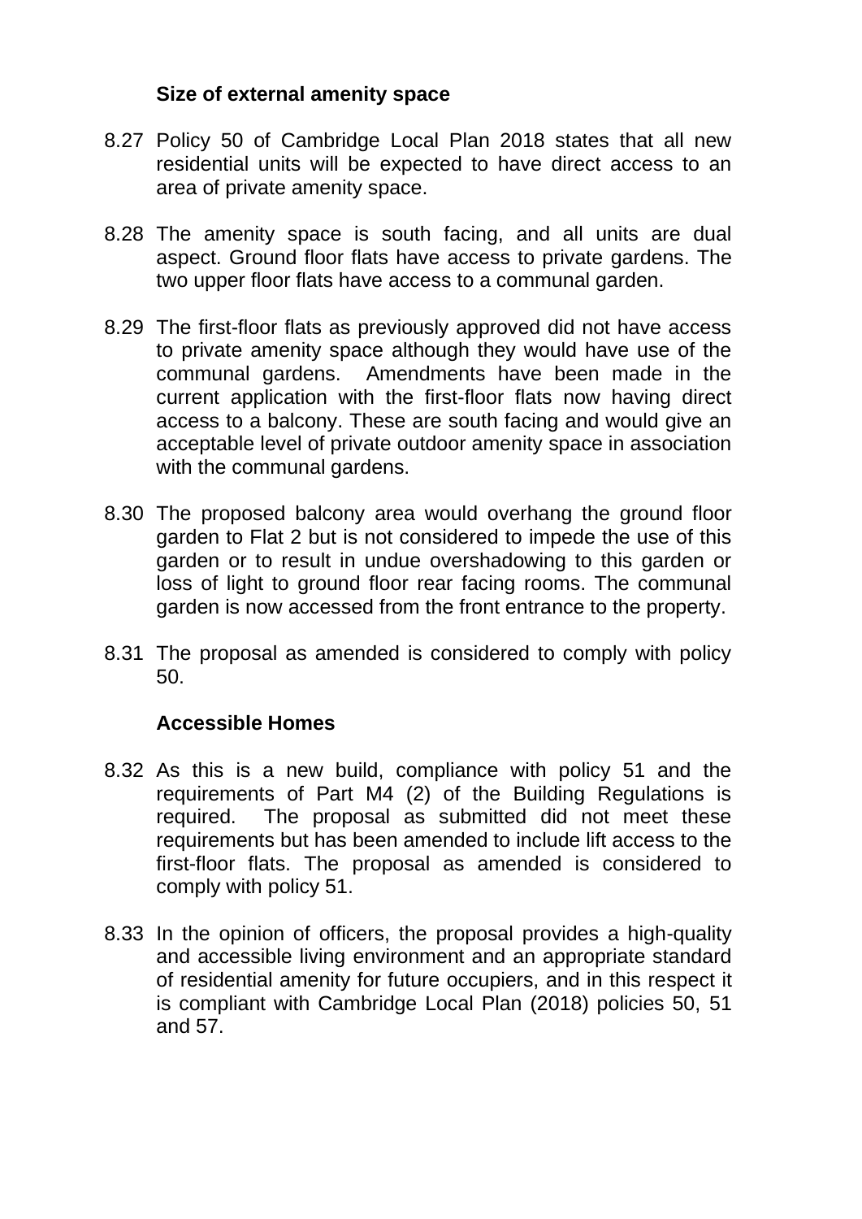**Size of external amenity space**

8.27 Policy 50 of Cambridge Local Plan 2018 states that all new residential units will be expected to have direct access to an area of private amenity space.

8.28 The amenity space is south facing, and all units are dual aspect. Ground floor flats have access to private gardens. The two upper floor flats have access to a communal garden.

8.29 The first-floor flats as previously approved did not have access to private amenity space although they would have use of the communal gardens. Amendments have been made in the current application with the first-floor flats now having direct access to a balcony. These are south facing and would give an acceptable level of private outdoor amenity space in association with the communal gardens.

8.30 The proposed balcony area would overhang the ground floor garden to Flat 2 but is not considered to impede the use of this garden or to result in undue overshadowing to this garden or loss of light to ground floor rear facing rooms. The communal garden is now accessed from the front entrance to the property.

8.31 The proposal as amended is considered to comply with policy 50.

**Accessible Homes**

8.32 As this is a new build, compliance with policy 51 and the requirements of Part M4 (2) of the Building Regulations is required. The proposal as submitted did not meet these requirements but has been amended to include lift access to the first-floor flats. The proposal as amended is considered to comply with policy 51.

8.33 In the opinion of officers, the proposal provides a high-quality and accessible living environment and an appropriate standard of residential amenity for future occupiers, and in this respect it is compliant with Cambridge Local Plan (2018) policies 50, 51 and 57.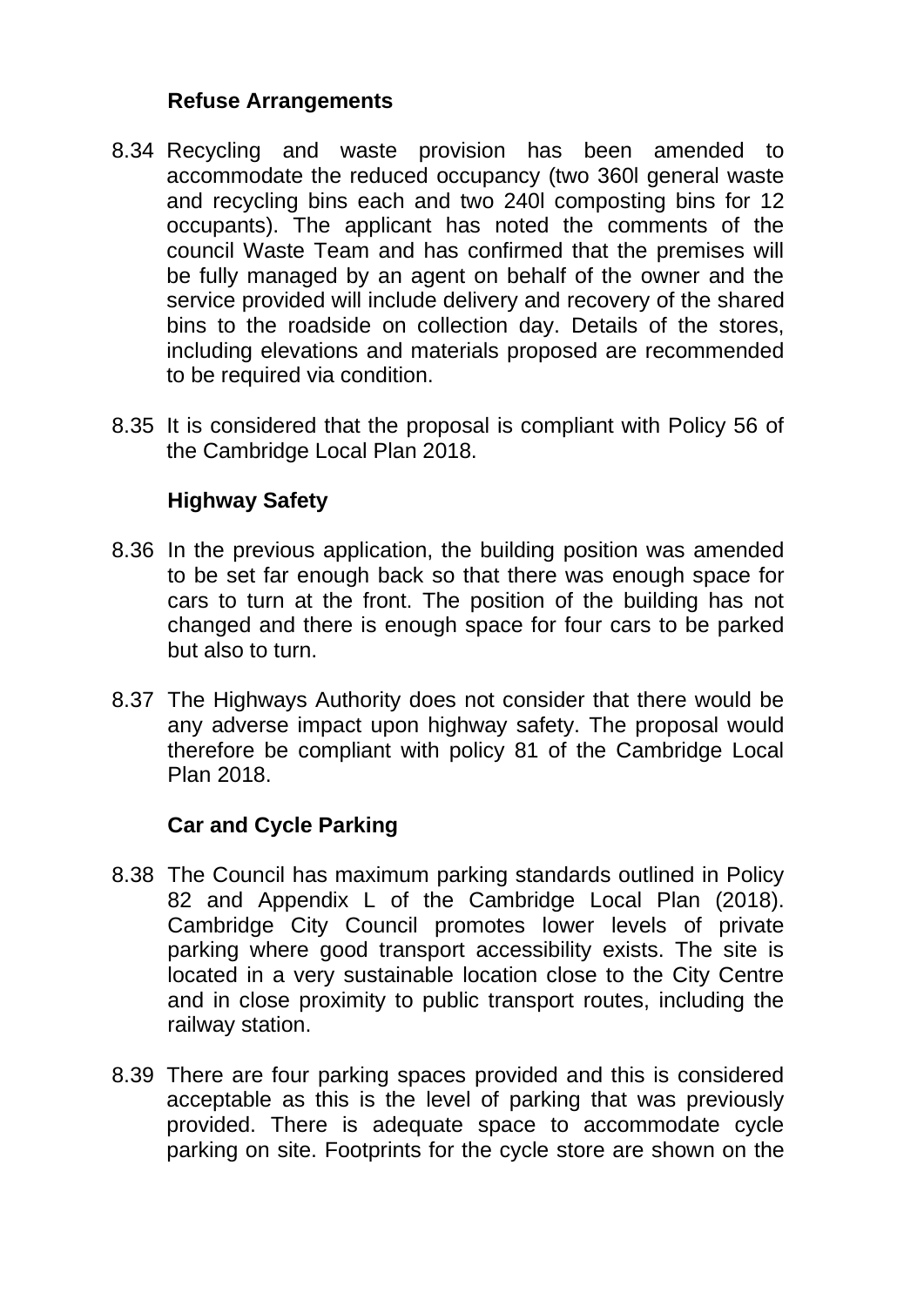### Refuse Arrangements

8.34 Recycling and waste provision has been amended to accommodate the reduced occupancy (two 360l general waste and recycling bins each and two 240l composting bins for 12 occupants). The applicant has noted the comments of the council Waste Team and has confirmed that the premises will be fully managed by an agent on behalf of the owner and the service provided will include delivery and recovery of the shared bins to the roadside on collection day. Details of the stores, including elevations and materials proposed are recommended to be required via condition.

8.35 It is considered that the proposal is compliant with Policy 56 of the Cambridge Local Plan 2018.

### Highway Safety

8.36 In the previous application, the building position was amended to be set far enough back so that there was enough space for cars to turn at the front. The position of the building has not changed and there is enough space for four cars to be parked but also to turn.

8.37 The Highways Authority does not consider that there would be any adverse impact upon highway safety. The proposal would therefore be compliant with policy 81 of the Cambridge Local Plan 2018.

### Car and Cycle Parking

8.38 The Council has maximum parking standards outlined in Policy 82 and Appendix L of the Cambridge Local Plan (2018). Cambridge City Council promotes lower levels of private parking where good transport accessibility exists. The site is located in a very sustainable location close to the City Centre and in close proximity to public transport routes, including the railway station.

8.39 There are four parking spaces provided and this is considered acceptable as this is the level of parking that was previously provided. There is adequate space to accommodate cycle parking on site. Footprints for the cycle store are shown on the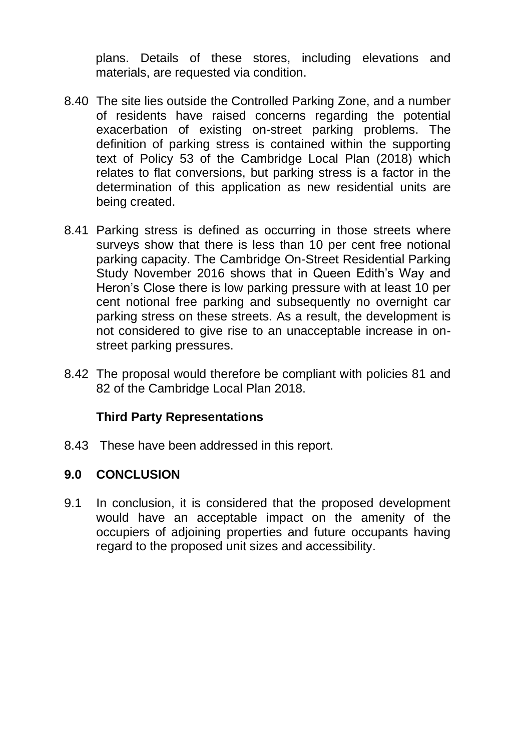plans. Details of these stores, including elevations and materials, are requested via condition.

8.40 The site lies outside the Controlled Parking Zone, and a number of residents have raised concerns regarding the potential exacerbation of existing on-street parking problems. The definition of parking stress is contained within the supporting text of Policy 53 of the Cambridge Local Plan (2018) which relates to flat conversions, but parking stress is a factor in the determination of this application as new residential units are being created.

8.41 Parking stress is defined as occurring in those streets where surveys show that there is less than 10 per cent free notional parking capacity. The Cambridge On-Street Residential Parking Study November 2016 shows that in Queen Edith's Way and Heron's Close there is low parking pressure with at least 10 per cent notional free parking and subsequently no overnight car parking stress on these streets. As a result, the development is not considered to give rise to an unacceptable increase in on-street parking pressures.

8.42 The proposal would therefore be compliant with policies 81 and 82 of the Cambridge Local Plan 2018.

**Third Party Representations**

8.43 These have been addressed in this report.

## 9.0 CONCLUSION

9.1 In conclusion, it is considered that the proposed development would have an acceptable impact on the amenity of the occupiers of adjoining properties and future occupants having regard to the proposed unit sizes and accessibility.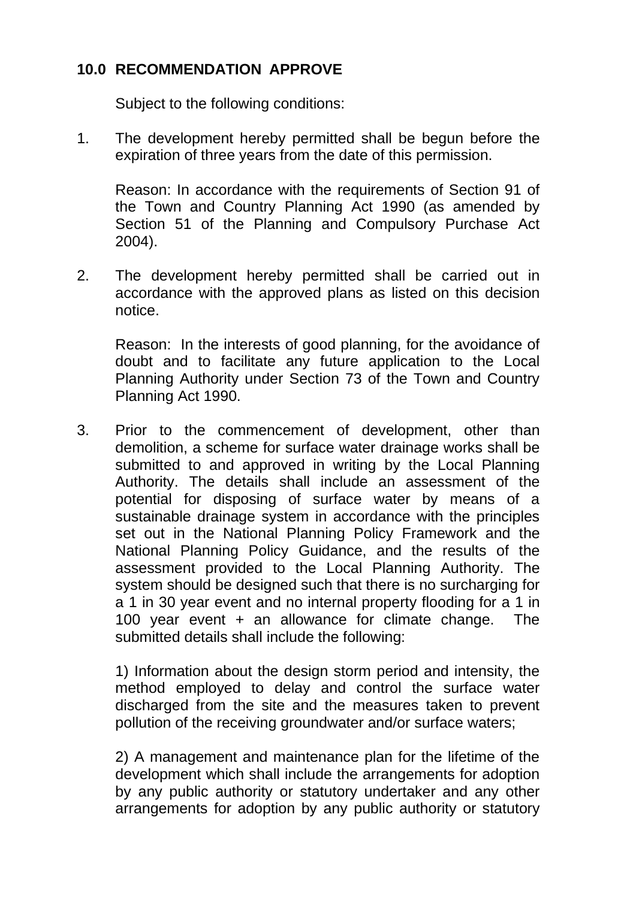## 10.0 RECOMMENDATION APPROVE

Subject to the following conditions:

1. The development hereby permitted shall be begun before the expiration of three years from the date of this permission.

   Reason: In accordance with the requirements of Section 91 of the Town and Country Planning Act 1990 (as amended by Section 51 of the Planning and Compulsory Purchase Act 2004).

2. The development hereby permitted shall be carried out in accordance with the approved plans as listed on this decision notice.

   Reason: In the interests of good planning, for the avoidance of doubt and to facilitate any future application to the Local Planning Authority under Section 73 of the Town and Country Planning Act 1990.

3. Prior to the commencement of development, other than demolition, a scheme for surface water drainage works shall be submitted to and approved in writing by the Local Planning Authority. The details shall include an assessment of the potential for disposing of surface water by means of a sustainable drainage system in accordance with the principles set out in the National Planning Policy Framework and the National Planning Policy Guidance, and the results of the assessment provided to the Local Planning Authority. The system should be designed such that there is no surcharging for a 1 in 30 year event and no internal property flooding for a 1 in 100 year event + an allowance for climate change. The submitted details shall include the following:

   1) Information about the design storm period and intensity, the method employed to delay and control the surface water discharged from the site and the measures taken to prevent pollution of the receiving groundwater and/or surface waters;

   2) A management and maintenance plan for the lifetime of the development which shall include the arrangements for adoption by any public authority or statutory undertaker and any other arrangements for adoption by any public authority or statutory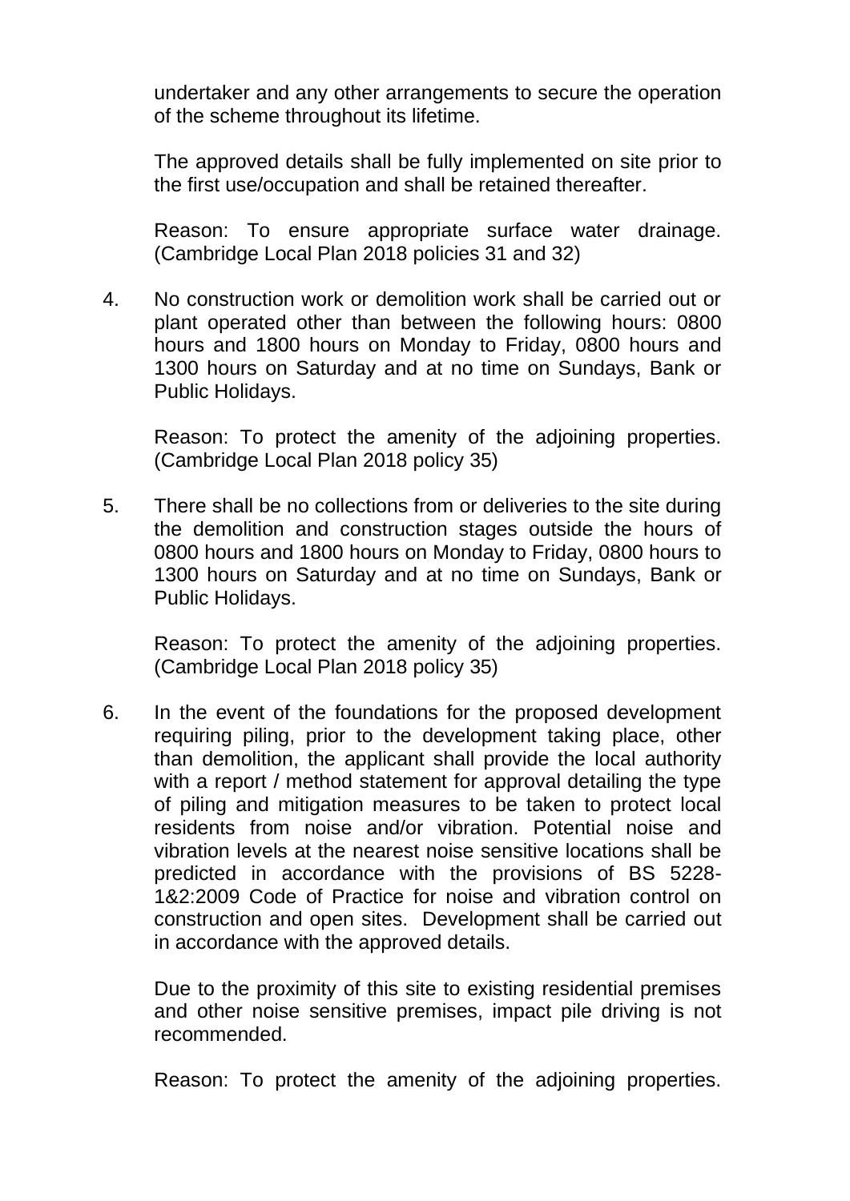undertaker and any other arrangements to secure the operation of the scheme throughout its lifetime.

The approved details shall be fully implemented on site prior to the first use/occupation and shall be retained thereafter.

Reason: To ensure appropriate surface water drainage. (Cambridge Local Plan 2018 policies 31 and 32)

4. No construction work or demolition work shall be carried out or plant operated other than between the following hours: 0800 hours and 1800 hours on Monday to Friday, 0800 hours and 1300 hours on Saturday and at no time on Sundays, Bank or Public Holidays.

   Reason: To protect the amenity of the adjoining properties. (Cambridge Local Plan 2018 policy 35)

5. There shall be no collections from or deliveries to the site during the demolition and construction stages outside the hours of 0800 hours and 1800 hours on Monday to Friday, 0800 hours to 1300 hours on Saturday and at no time on Sundays, Bank or Public Holidays.

   Reason: To protect the amenity of the adjoining properties. (Cambridge Local Plan 2018 policy 35)

6. In the event of the foundations for the proposed development requiring piling, prior to the development taking place, other than demolition, the applicant shall provide the local authority with a report / method statement for approval detailing the type of piling and mitigation measures to be taken to protect local residents from noise and/or vibration. Potential noise and vibration levels at the nearest noise sensitive locations shall be predicted in accordance with the provisions of BS 5228-1&2:2009 Code of Practice for noise and vibration control on construction and open sites. Development shall be carried out in accordance with the approved details.

   Due to the proximity of this site to existing residential premises and other noise sensitive premises, impact pile driving is not recommended.

   Reason: To protect the amenity of the adjoining properties.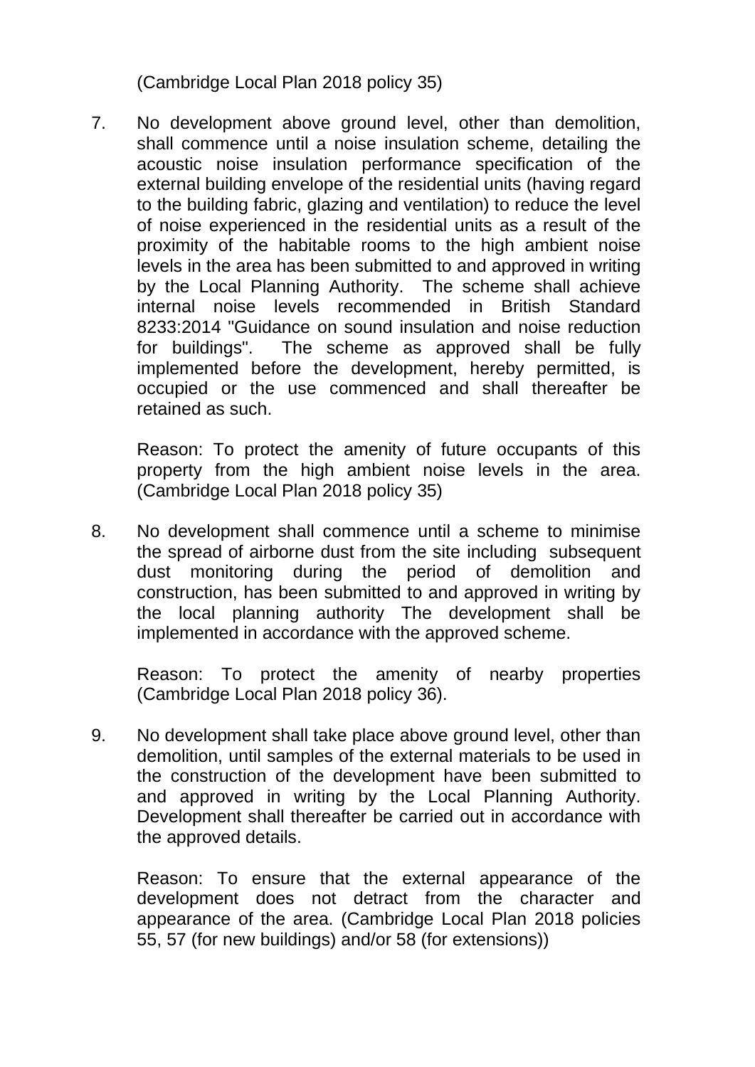(Cambridge Local Plan 2018 policy 35)

7. No development above ground level, other than demolition, shall commence until a noise insulation scheme, detailing the acoustic noise insulation performance specification of the external building envelope of the residential units (having regard to the building fabric, glazing and ventilation) to reduce the level of noise experienced in the residential units as a result of the proximity of the habitable rooms to the high ambient noise levels in the area has been submitted to and approved in writing by the Local Planning Authority. The scheme shall achieve internal noise levels recommended in British Standard 8233:2014 "Guidance on sound insulation and noise reduction for buildings". The scheme as approved shall be fully implemented before the development, hereby permitted, is occupied or the use commenced and shall thereafter be retained as such.

   Reason: To protect the amenity of future occupants of this property from the high ambient noise levels in the area. (Cambridge Local Plan 2018 policy 35)

8. No development shall commence until a scheme to minimise the spread of airborne dust from the site including subsequent dust monitoring during the period of demolition and construction, has been submitted to and approved in writing by the local planning authority The development shall be implemented in accordance with the approved scheme.

   Reason: To protect the amenity of nearby properties (Cambridge Local Plan 2018 policy 36).

9. No development shall take place above ground level, other than demolition, until samples of the external materials to be used in the construction of the development have been submitted to and approved in writing by the Local Planning Authority. Development shall thereafter be carried out in accordance with the approved details.

   Reason: To ensure that the external appearance of the development does not detract from the character and appearance of the area. (Cambridge Local Plan 2018 policies 55, 57 (for new buildings) and/or 58 (for extensions))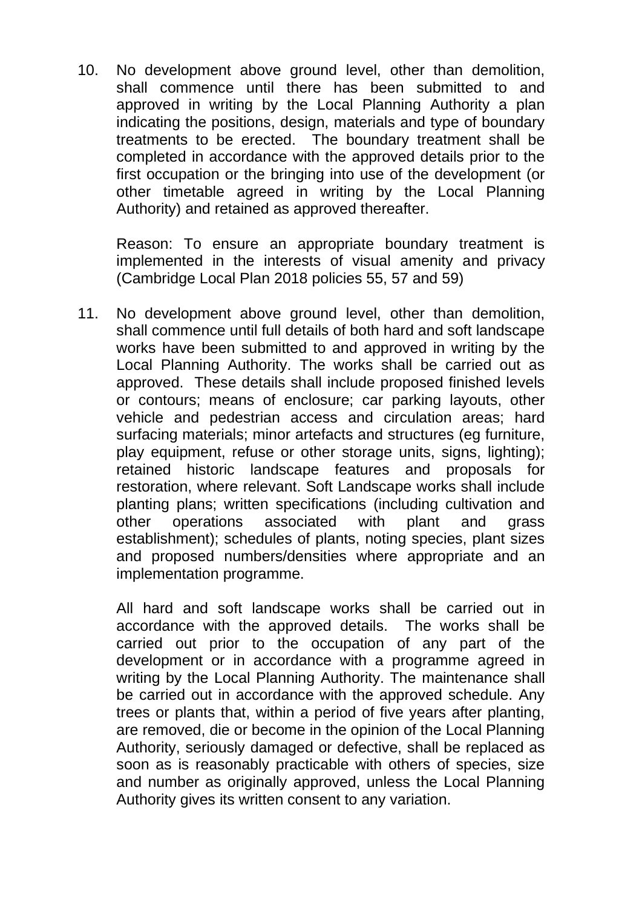10. No development above ground level, other than demolition, shall commence until there has been submitted to and approved in writing by the Local Planning Authority a plan indicating the positions, design, materials and type of boundary treatments to be erected. The boundary treatment shall be completed in accordance with the approved details prior to the first occupation or the bringing into use of the development (or other timetable agreed in writing by the Local Planning Authority) and retained as approved thereafter.

    Reason: To ensure an appropriate boundary treatment is implemented in the interests of visual amenity and privacy (Cambridge Local Plan 2018 policies 55, 57 and 59)

11. No development above ground level, other than demolition, shall commence until full details of both hard and soft landscape works have been submitted to and approved in writing by the Local Planning Authority. The works shall be carried out as approved. These details shall include proposed finished levels or contours; means of enclosure; car parking layouts, other vehicle and pedestrian access and circulation areas; hard surfacing materials; minor artefacts and structures (eg furniture, play equipment, refuse or other storage units, signs, lighting); retained historic landscape features and proposals for restoration, where relevant. Soft Landscape works shall include planting plans; written specifications (including cultivation and other operations associated with plant and grass establishment); schedules of plants, noting species, plant sizes and proposed numbers/densities where appropriate and an implementation programme.

    All hard and soft landscape works shall be carried out in accordance with the approved details. The works shall be carried out prior to the occupation of any part of the development or in accordance with a programme agreed in writing by the Local Planning Authority. The maintenance shall be carried out in accordance with the approved schedule. Any trees or plants that, within a period of five years after planting, are removed, die or become in the opinion of the Local Planning Authority, seriously damaged or defective, shall be replaced as soon as is reasonably practicable with others of species, size and number as originally approved, unless the Local Planning Authority gives its written consent to any variation.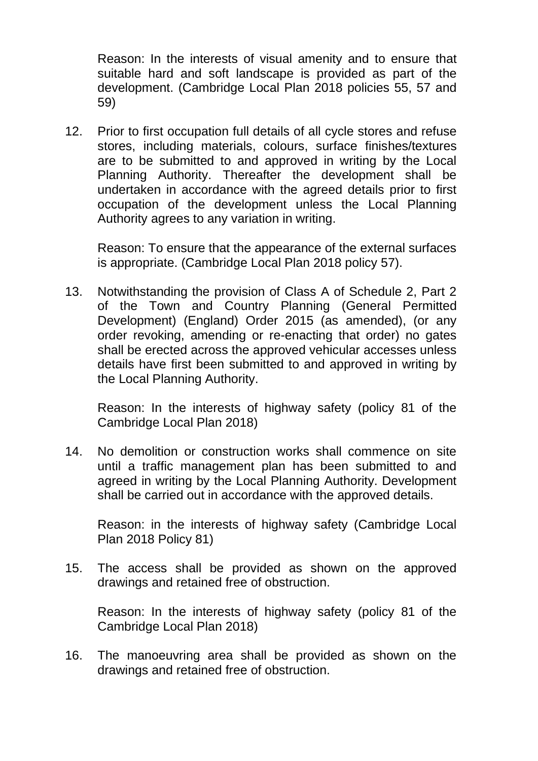Reason: In the interests of visual amenity and to ensure that suitable hard and soft landscape is provided as part of the development. (Cambridge Local Plan 2018 policies 55, 57 and 59)

12. Prior to first occupation full details of all cycle stores and refuse stores, including materials, colours, surface finishes/textures are to be submitted to and approved in writing by the Local Planning Authority. Thereafter the development shall be undertaken in accordance with the agreed details prior to first occupation of the development unless the Local Planning Authority agrees to any variation in writing.

    Reason: To ensure that the appearance of the external surfaces is appropriate. (Cambridge Local Plan 2018 policy 57).

13. Notwithstanding the provision of Class A of Schedule 2, Part 2 of the Town and Country Planning (General Permitted Development) (England) Order 2015 (as amended), (or any order revoking, amending or re-enacting that order) no gates shall be erected across the approved vehicular accesses unless details have first been submitted to and approved in writing by the Local Planning Authority.

    Reason: In the interests of highway safety (policy 81 of the Cambridge Local Plan 2018)

14. No demolition or construction works shall commence on site until a traffic management plan has been submitted to and agreed in writing by the Local Planning Authority. Development shall be carried out in accordance with the approved details.

    Reason: in the interests of highway safety (Cambridge Local Plan 2018 Policy 81)

15. The access shall be provided as shown on the approved drawings and retained free of obstruction.

    Reason: In the interests of highway safety (policy 81 of the Cambridge Local Plan 2018)

16. The manoeuvring area shall be provided as shown on the drawings and retained free of obstruction.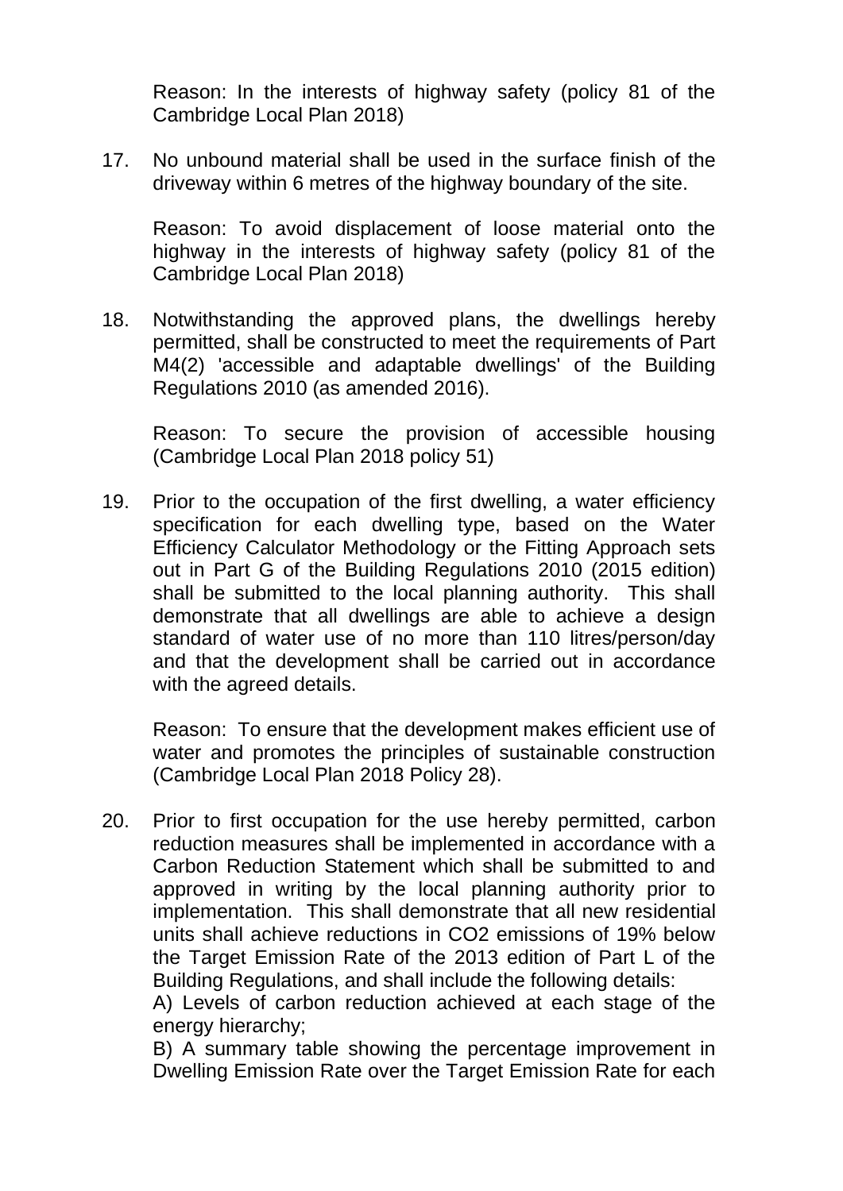Reason: In the interests of highway safety (policy 81 of the Cambridge Local Plan 2018)

17. No unbound material shall be used in the surface finish of the driveway within 6 metres of the highway boundary of the site.

    Reason: To avoid displacement of loose material onto the highway in the interests of highway safety (policy 81 of the Cambridge Local Plan 2018)

18. Notwithstanding the approved plans, the dwellings hereby permitted, shall be constructed to meet the requirements of Part M4(2) 'accessible and adaptable dwellings' of the Building Regulations 2010 (as amended 2016).

    Reason: To secure the provision of accessible housing (Cambridge Local Plan 2018 policy 51)

19. Prior to the occupation of the first dwelling, a water efficiency specification for each dwelling type, based on the Water Efficiency Calculator Methodology or the Fitting Approach sets out in Part G of the Building Regulations 2010 (2015 edition) shall be submitted to the local planning authority. This shall demonstrate that all dwellings are able to achieve a design standard of water use of no more than 110 litres/person/day and that the development shall be carried out in accordance with the agreed details.

    Reason: To ensure that the development makes efficient use of water and promotes the principles of sustainable construction (Cambridge Local Plan 2018 Policy 28).

20. Prior to first occupation for the use hereby permitted, carbon reduction measures shall be implemented in accordance with a Carbon Reduction Statement which shall be submitted to and approved in writing by the local planning authority prior to implementation. This shall demonstrate that all new residential units shall achieve reductions in $CO_2$ emissions of 19% below the Target Emission Rate of the 2013 edition of Part L of the Building Regulations, and shall include the following details:
    A) Levels of carbon reduction achieved at each stage of the energy hierarchy;
    B) A summary table showing the percentage improvement in Dwelling Emission Rate over the Target Emission Rate for each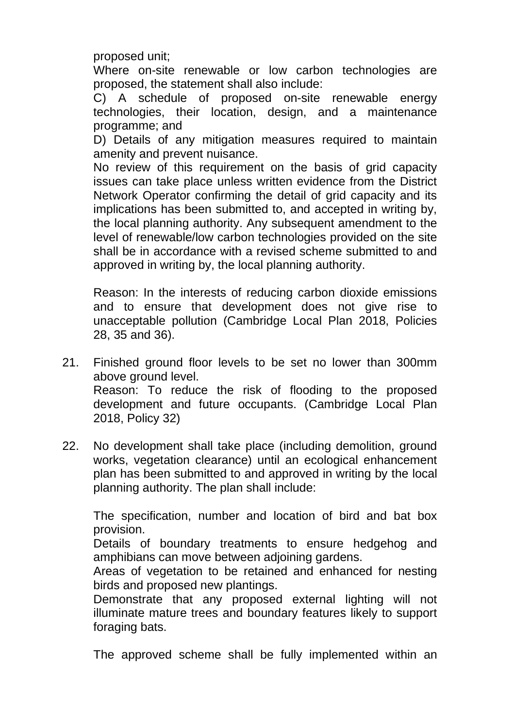proposed unit;

Where on-site renewable or low carbon technologies are proposed, the statement shall also include:

C) A schedule of proposed on-site renewable energy technologies, their location, design, and a maintenance programme; and

D) Details of any mitigation measures required to maintain amenity and prevent nuisance.

No review of this requirement on the basis of grid capacity issues can take place unless written evidence from the District Network Operator confirming the detail of grid capacity and its implications has been submitted to, and accepted in writing by, the local planning authority. Any subsequent amendment to the level of renewable/low carbon technologies provided on the site shall be in accordance with a revised scheme submitted to and approved in writing by, the local planning authority.

Reason: In the interests of reducing carbon dioxide emissions and to ensure that development does not give rise to unacceptable pollution (Cambridge Local Plan 2018, Policies 28, 35 and 36).

21. Finished ground floor levels to be set no lower than 300mm above ground level.
    Reason: To reduce the risk of flooding to the proposed development and future occupants. (Cambridge Local Plan 2018, Policy 32)

22. No development shall take place (including demolition, ground works, vegetation clearance) until an ecological enhancement plan has been submitted to and approved in writing by the local planning authority. The plan shall include:

    The specification, number and location of bird and bat box provision.

    Details of boundary treatments to ensure hedgehog and amphibians can move between adjoining gardens.

    Areas of vegetation to be retained and enhanced for nesting birds and proposed new plantings.

    Demonstrate that any proposed external lighting will not illuminate mature trees and boundary features likely to support foraging bats.

    The approved scheme shall be fully implemented within an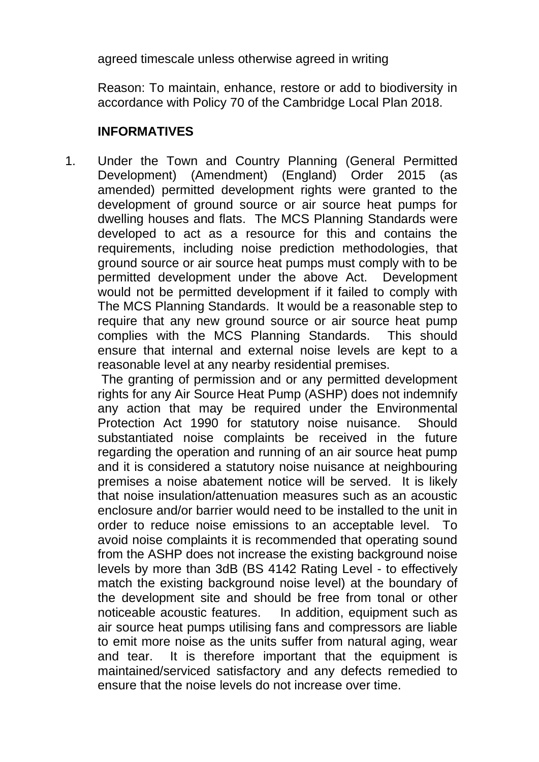agreed timescale unless otherwise agreed in writing

Reason: To maintain, enhance, restore or add to biodiversity in accordance with Policy 70 of the Cambridge Local Plan 2018.

**INFORMATIVES**

1. Under the Town and Country Planning (General Permitted Development) (Amendment) (England) Order 2015 (as amended) permitted development rights were granted to the development of ground source or air source heat pumps for dwelling houses and flats. The MCS Planning Standards were developed to act as a resource for this and contains the requirements, including noise prediction methodologies, that ground source or air source heat pumps must comply with to be permitted development under the above Act. Development would not be permitted development if it failed to comply with The MCS Planning Standards. It would be a reasonable step to require that any new ground source or air source heat pump complies with the MCS Planning Standards. This should ensure that internal and external noise levels are kept to a reasonable level at any nearby residential premises.

   The granting of permission and or any permitted development rights for any Air Source Heat Pump (ASHP) does not indemnify any action that may be required under the Environmental Protection Act 1990 for statutory noise nuisance. Should substantiated noise complaints be received in the future regarding the operation and running of an air source heat pump and it is considered a statutory noise nuisance at neighbouring premises a noise abatement notice will be served. It is likely that noise insulation/attenuation measures such as an acoustic enclosure and/or barrier would need to be installed to the unit in order to reduce noise emissions to an acceptable level. To avoid noise complaints it is recommended that operating sound from the ASHP does not increase the existing background noise levels by more than 3dB (BS 4142 Rating Level - to effectively match the existing background noise level) at the boundary of the development site and should be free from tonal or other noticeable acoustic features. In addition, equipment such as air source heat pumps utilising fans and compressors are liable to emit more noise as the units suffer from natural aging, wear and tear. It is therefore important that the equipment is maintained/serviced satisfactory and any defects remedied to ensure that the noise levels do not increase over time.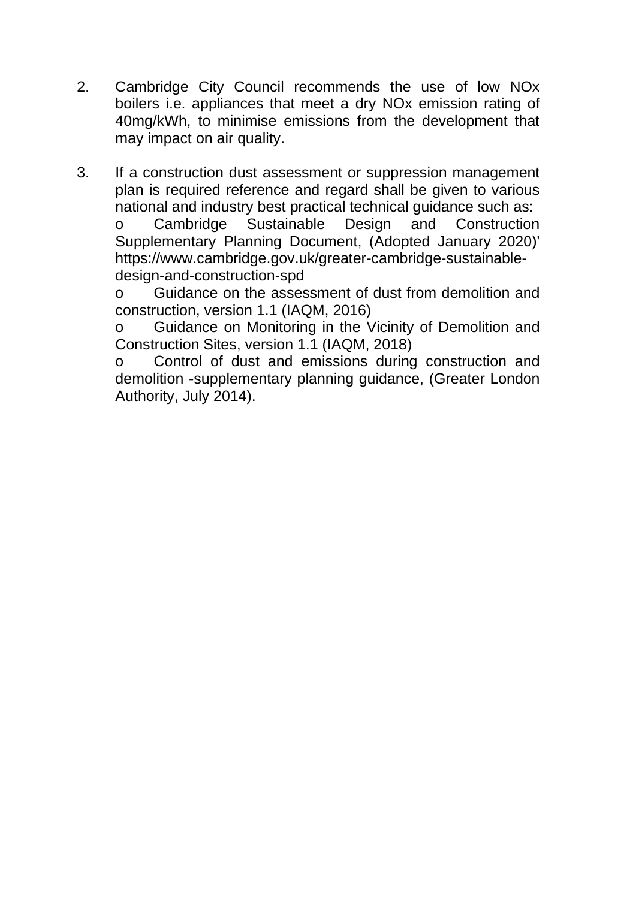2. Cambridge City Council recommends the use of low NOx boilers i.e. appliances that meet a dry NOx emission rating of 40mg/kWh, to minimise emissions from the development that may impact on air quality.

3. If a construction dust assessment or suppression management plan is required reference and regard shall be given to various national and industry best practical technical guidance such as:
   - o Cambridge Sustainable Design and Construction Supplementary Planning Document, (Adopted January 2020)' https://www.cambridge.gov.uk/greater-cambridge-sustainable-design-and-construction-spd
   - o Guidance on the assessment of dust from demolition and construction, version 1.1 (IAQM, 2016)
   - o Guidance on Monitoring in the Vicinity of Demolition and Construction Sites, version 1.1 (IAQM, 2018)
   - o Control of dust and emissions during construction and demolition -supplementary planning guidance, (Greater London Authority, July 2014).